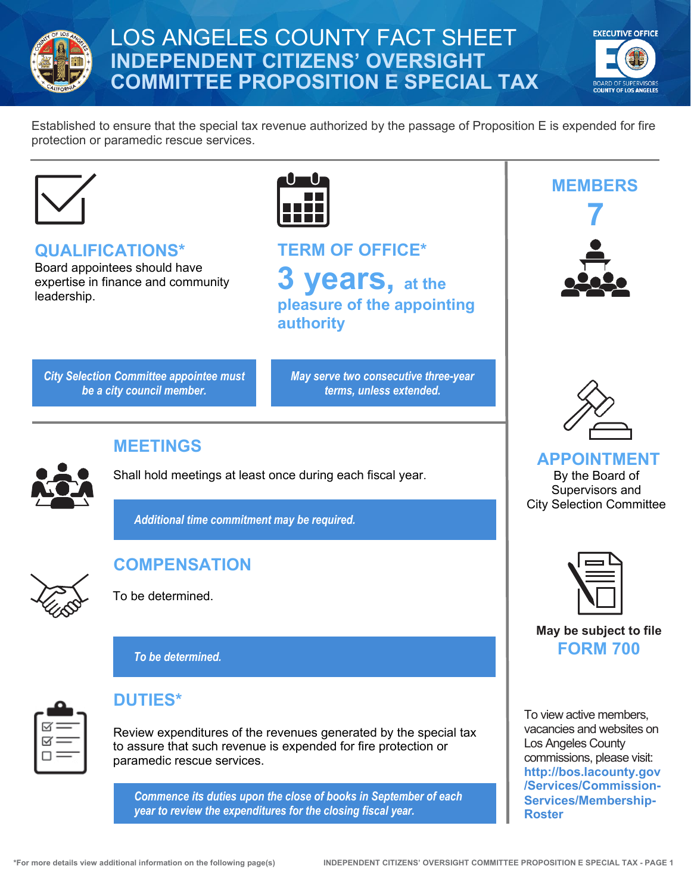# LOS ANGELES COUNTY FACT SHEET
## INDEPENDENT CITIZENS' OVERSIGHT COMMITTEE PROPOSITION E SPECIAL TAX

Established to ensure that the special tax revenue authorized by the passage of Proposition E is expended for fire protection or paramedic rescue services.

### QUALIFICATIONS*

Board appointees should have expertise in finance and community leadership.

***City Selection Committee appointee must be a city council member.***

### TERM OF OFFICE*

**3 years, at the pleasure of the appointing authority**

***May serve two consecutive three-year terms, unless extended.***

### MEETINGS

Shall hold meetings at least once during each fiscal year.

***Additional time commitment may be required.***

### COMPENSATION

To be determined.

***To be determined.***

### DUTIES*

Review expenditures of the revenues generated by the special tax to assure that such revenue is expended for fire protection or paramedic rescue services.

***Commence its duties upon the close of books in September of each year to review the expenditures for the closing fiscal year.***

### MEMBERS

**7**

### APPOINTMENT

By the Board of Supervisors and City Selection Committee

**May be subject to file FORM 700**

To view active members, vacancies and websites on Los Angeles County commissions, please visit: **http://bos.lacounty.gov/Services/Commission-Services/Membership-Roster**

*For more details view additional information on the following page(s)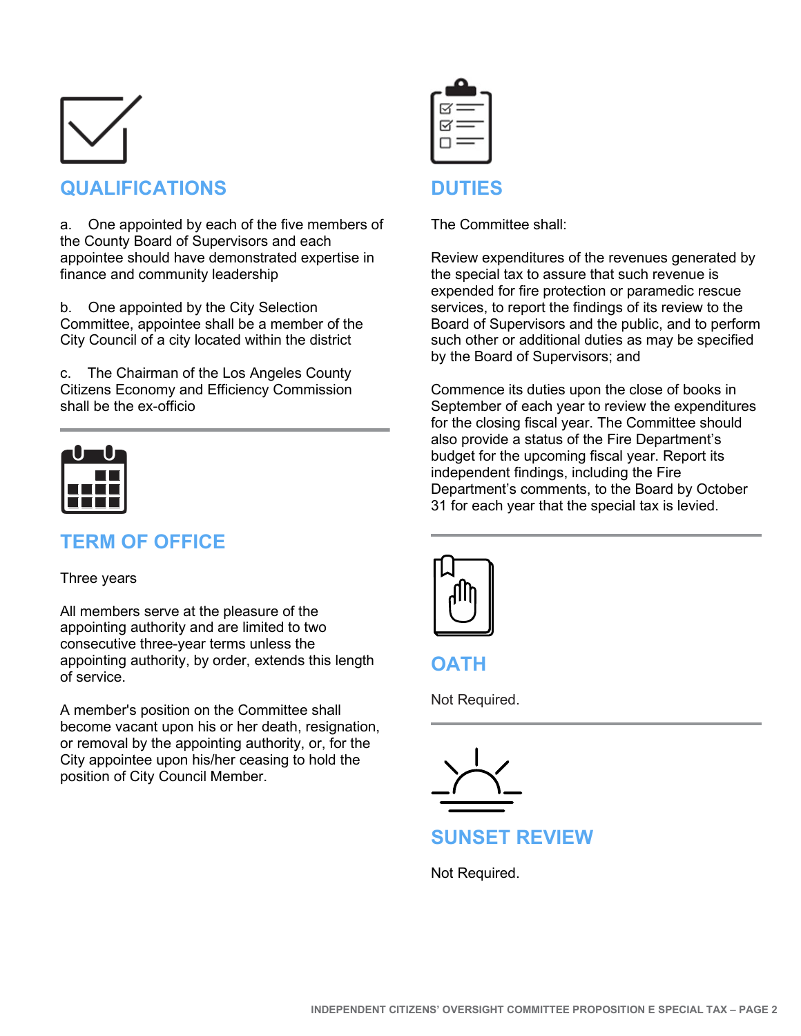## QUALIFICATIONS

a. One appointed by each of the five members of the County Board of Supervisors and each appointee should have demonstrated expertise in finance and community leadership

b. One appointed by the City Selection Committee, appointee shall be a member of the City Council of a city located within the district

c. The Chairman of the Los Angeles County Citizens Economy and Efficiency Commission shall be the ex-officio

## TERM OF OFFICE

Three years

All members serve at the pleasure of the appointing authority and are limited to two consecutive three-year terms unless the appointing authority, by order, extends this length of service.

A member's position on the Committee shall become vacant upon his or her death, resignation, or removal by the appointing authority, or, for the City appointee upon his/her ceasing to hold the position of City Council Member.

## DUTIES

The Committee shall:

Review expenditures of the revenues generated by the special tax to assure that such revenue is expended for fire protection or paramedic rescue services, to report the findings of its review to the Board of Supervisors and the public, and to perform such other or additional duties as may be specified by the Board of Supervisors; and

Commence its duties upon the close of books in September of each year to review the expenditures for the closing fiscal year. The Committee should also provide a status of the Fire Department's budget for the upcoming fiscal year. Report its independent findings, including the Fire Department's comments, to the Board by October 31 for each year that the special tax is levied.

## OATH

Not Required.

## SUNSET REVIEW

Not Required.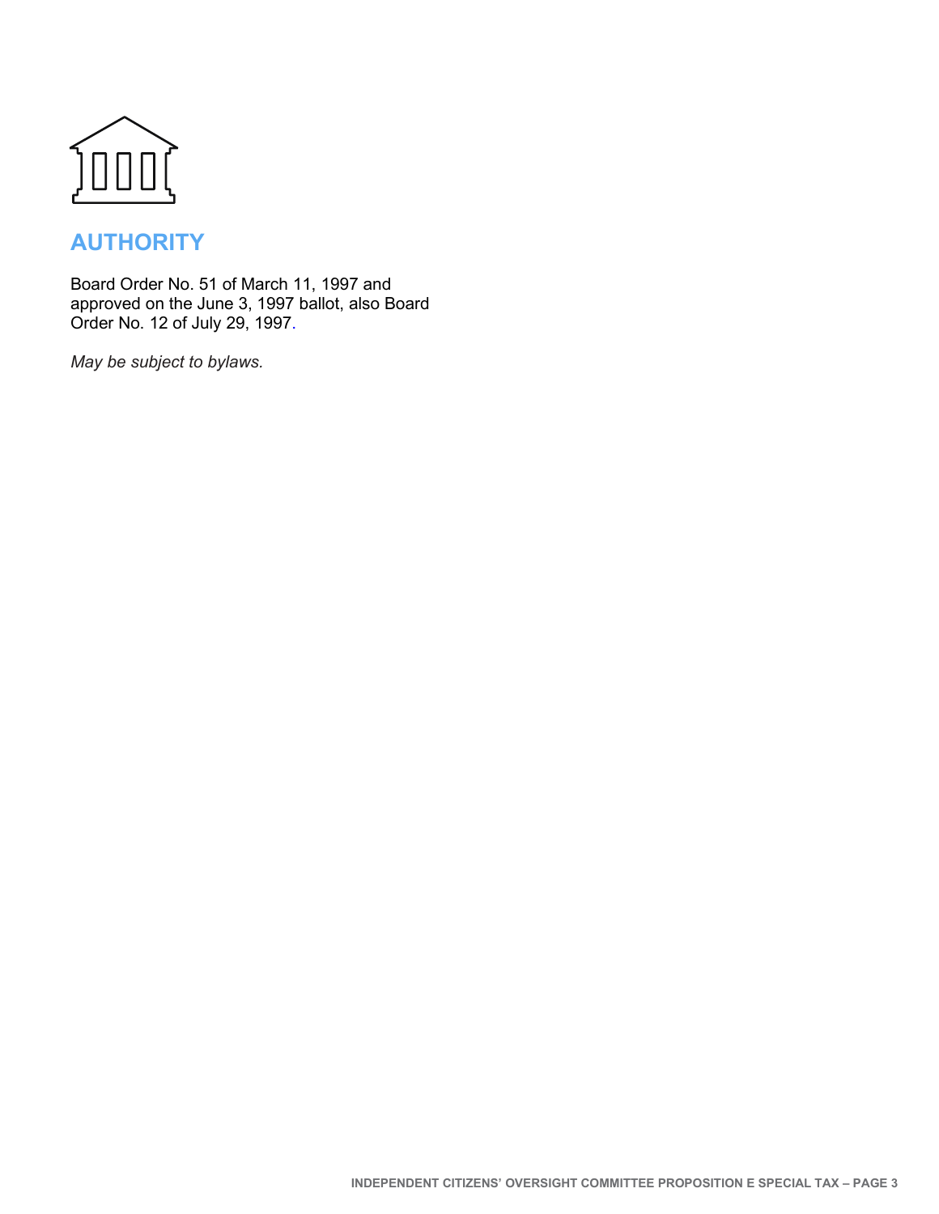## AUTHORITY

Board Order No. 51 of March 11, 1997 and approved on the June 3, 1997 ballot, also Board Order No. 12 of July 29, 1997.

*May be subject to bylaws.*